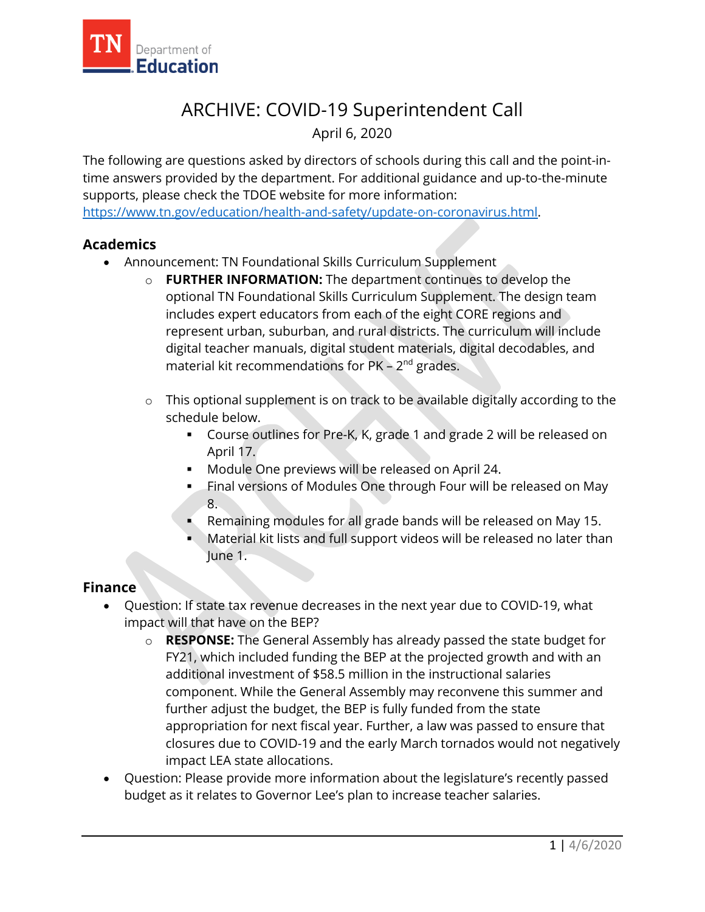# ARCHIVE: COVID-19 Superintendent Call

April 6, 2020

The following are questions asked by directors of schools during this call and the point-in-time answers provided by the department. For additional guidance and up-to-the-minute supports, please check the TDOE website for more information: [https://www.tn.gov/education/health-and-safety/update-on-coronavirus.html](https://www.tn.gov/education/health-and-safety/update-on-coronavirus.html).

## Academics

- Announcement: TN Foundational Skills Curriculum Supplement
  - **FURTHER INFORMATION:** The department continues to develop the optional TN Foundational Skills Curriculum Supplement. The design team includes expert educators from each of the eight CORE regions and represent urban, suburban, and rural districts. The curriculum will include digital teacher manuals, digital student materials, digital decodables, and material kit recommendations for PK – 2nd grades.
  - This optional supplement is on track to be available digitally according to the schedule below.
    - Course outlines for Pre-K, K, grade 1 and grade 2 will be released on April 17.
    - Module One previews will be released on April 24.
    - Final versions of Modules One through Four will be released on May 8.
    - Remaining modules for all grade bands will be released on May 15.
    - Material kit lists and full support videos will be released no later than June 1.

## Finance

- Question: If state tax revenue decreases in the next year due to COVID-19, what impact will that have on the BEP?
  - **RESPONSE:** The General Assembly has already passed the state budget for FY21, which included funding the BEP at the projected growth and with an additional investment of $58.5 million in the instructional salaries component. While the General Assembly may reconvene this summer and further adjust the budget, the BEP is fully funded from the state appropriation for next fiscal year. Further, a law was passed to ensure that closures due to COVID-19 and the early March tornados would not negatively impact LEA state allocations.
- Question: Please provide more information about the legislature's recently passed budget as it relates to Governor Lee's plan to increase teacher salaries.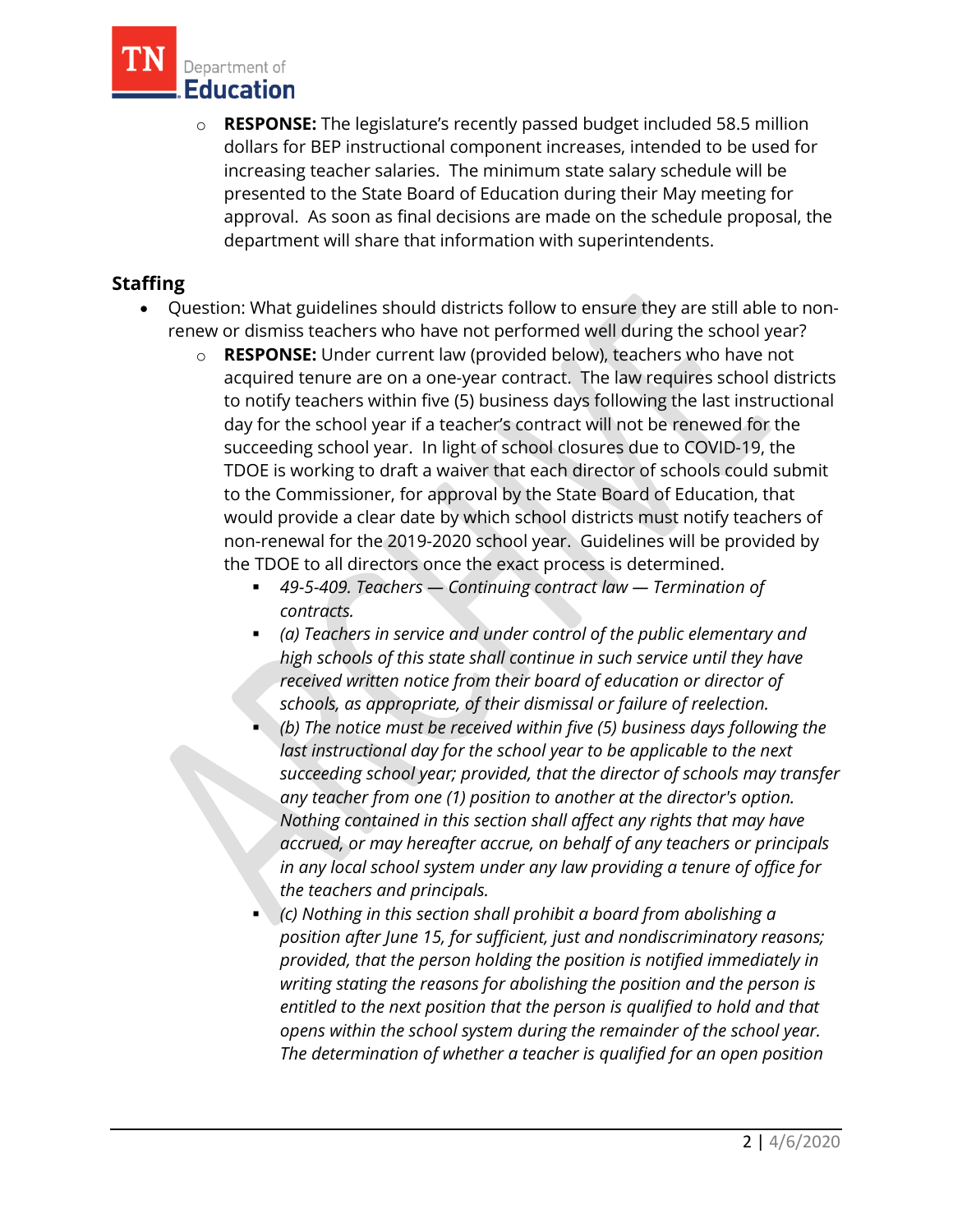- **RESPONSE:** The legislature's recently passed budget included 58.5 million dollars for BEP instructional component increases, intended to be used for increasing teacher salaries. The minimum state salary schedule will be presented to the State Board of Education during their May meeting for approval. As soon as final decisions are made on the schedule proposal, the department will share that information with superintendents.

## Staffing

- Question: What guidelines should districts follow to ensure they are still able to non-renew or dismiss teachers who have not performed well during the school year?
  - **RESPONSE:** Under current law (provided below), teachers who have not acquired tenure are on a one-year contract. The law requires school districts to notify teachers within five (5) business days following the last instructional day for the school year if a teacher's contract will not be renewed for the succeeding school year. In light of school closures due to COVID-19, the TDOE is working to draft a waiver that each director of schools could submit to the Commissioner, for approval by the State Board of Education, that would provide a clear date by which school districts must notify teachers of non-renewal for the 2019-2020 school year. Guidelines will be provided by the TDOE to all directors once the exact process is determined.
    - *49-5-409. Teachers — Continuing contract law — Termination of contracts.*
    - *(a) Teachers in service and under control of the public elementary and high schools of this state shall continue in such service until they have received written notice from their board of education or director of schools, as appropriate, of their dismissal or failure of reelection.*
    - *(b) The notice must be received within five (5) business days following the last instructional day for the school year to be applicable to the next succeeding school year; provided, that the director of schools may transfer any teacher from one (1) position to another at the director's option. Nothing contained in this section shall affect any rights that may have accrued, or may hereafter accrue, on behalf of any teachers or principals in any local school system under any law providing a tenure of office for the teachers and principals.*
    - *(c) Nothing in this section shall prohibit a board from abolishing a position after June 15, for sufficient, just and nondiscriminatory reasons; provided, that the person holding the position is notified immediately in writing stating the reasons for abolishing the position and the person is entitled to the next position that the person is qualified to hold and that opens within the school system during the remainder of the school year. The determination of whether a teacher is qualified for an open position*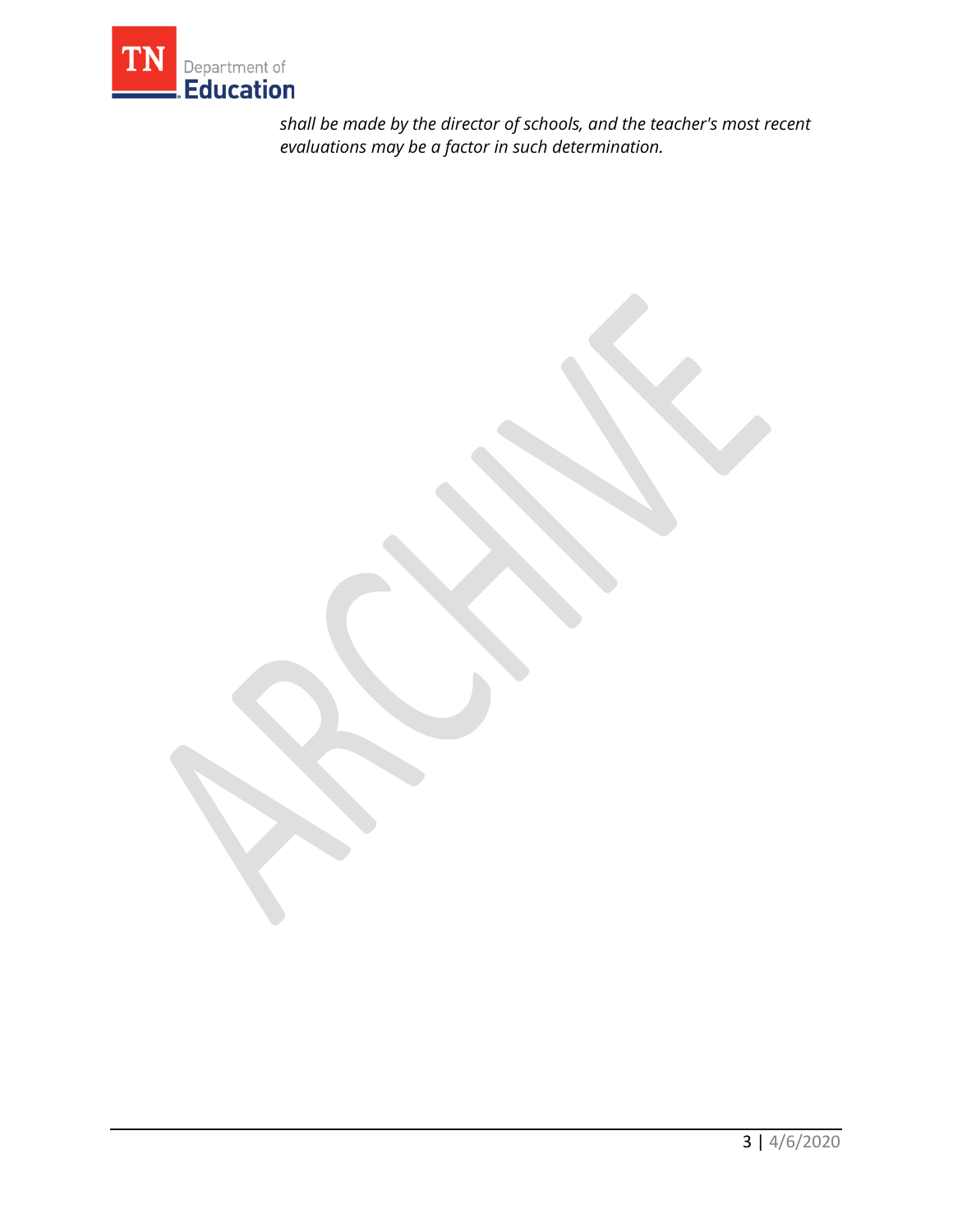*shall be made by the director of schools, and the teacher's most recent evaluations may be a factor in such determination.*